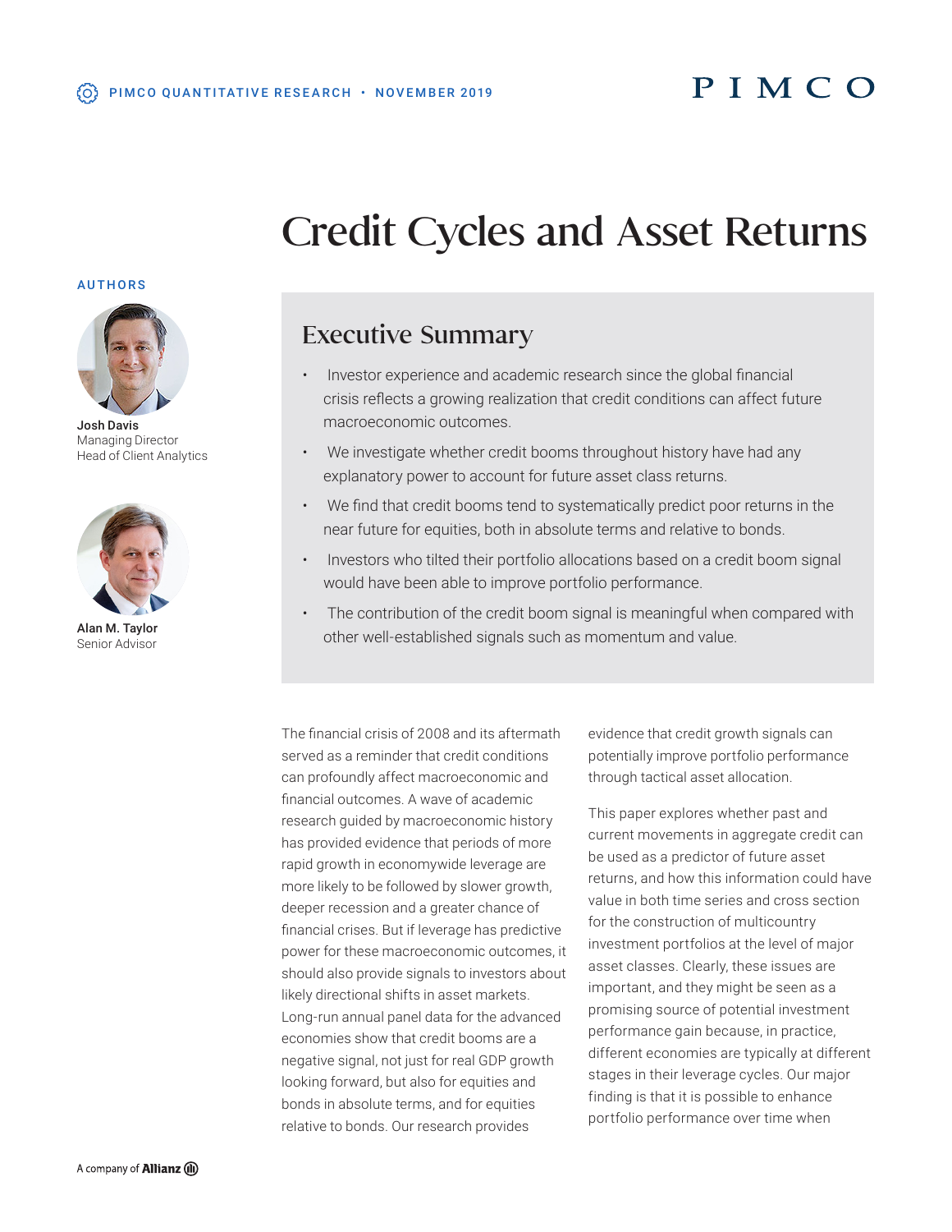PIMCO QUANTITATIVE RESEARCH • NOVEMBER 2019

# Credit Cycles and Asset Returns

**AUTHORS**

**Josh Davis**
Managing Director
Head of Client Analytics

**Alan M. Taylor**
Senior Advisor

## Executive Summary

- Investor experience and academic research since the global financial crisis reflects a growing realization that credit conditions can affect future macroeconomic outcomes.
- We investigate whether credit booms throughout history have had any explanatory power to account for future asset class returns.
- We find that credit booms tend to systematically predict poor returns in the near future for equities, both in absolute terms and relative to bonds.
- Investors who tilted their portfolio allocations based on a credit boom signal would have been able to improve portfolio performance.
- The contribution of the credit boom signal is meaningful when compared with other well-established signals such as momentum and value.

The financial crisis of 2008 and its aftermath served as a reminder that credit conditions can profoundly affect macroeconomic and financial outcomes. A wave of academic research guided by macroeconomic history has provided evidence that periods of more rapid growth in economywide leverage are more likely to be followed by slower growth, deeper recession and a greater chance of financial crises. But if leverage has predictive power for these macroeconomic outcomes, it should also provide signals to investors about likely directional shifts in asset markets. Long-run annual panel data for the advanced economies show that credit booms are a negative signal, not just for real GDP growth looking forward, but also for equities and bonds in absolute terms, and for equities relative to bonds. Our research provides evidence that credit growth signals can potentially improve portfolio performance through tactical asset allocation.

This paper explores whether past and current movements in aggregate credit can be used as a predictor of future asset returns, and how this information could have value in both time series and cross section for the construction of multicountry investment portfolios at the level of major asset classes. Clearly, these issues are important, and they might be seen as a promising source of potential investment performance gain because, in practice, different economies are typically at different stages in their leverage cycles. Our major finding is that it is possible to enhance portfolio performance over time when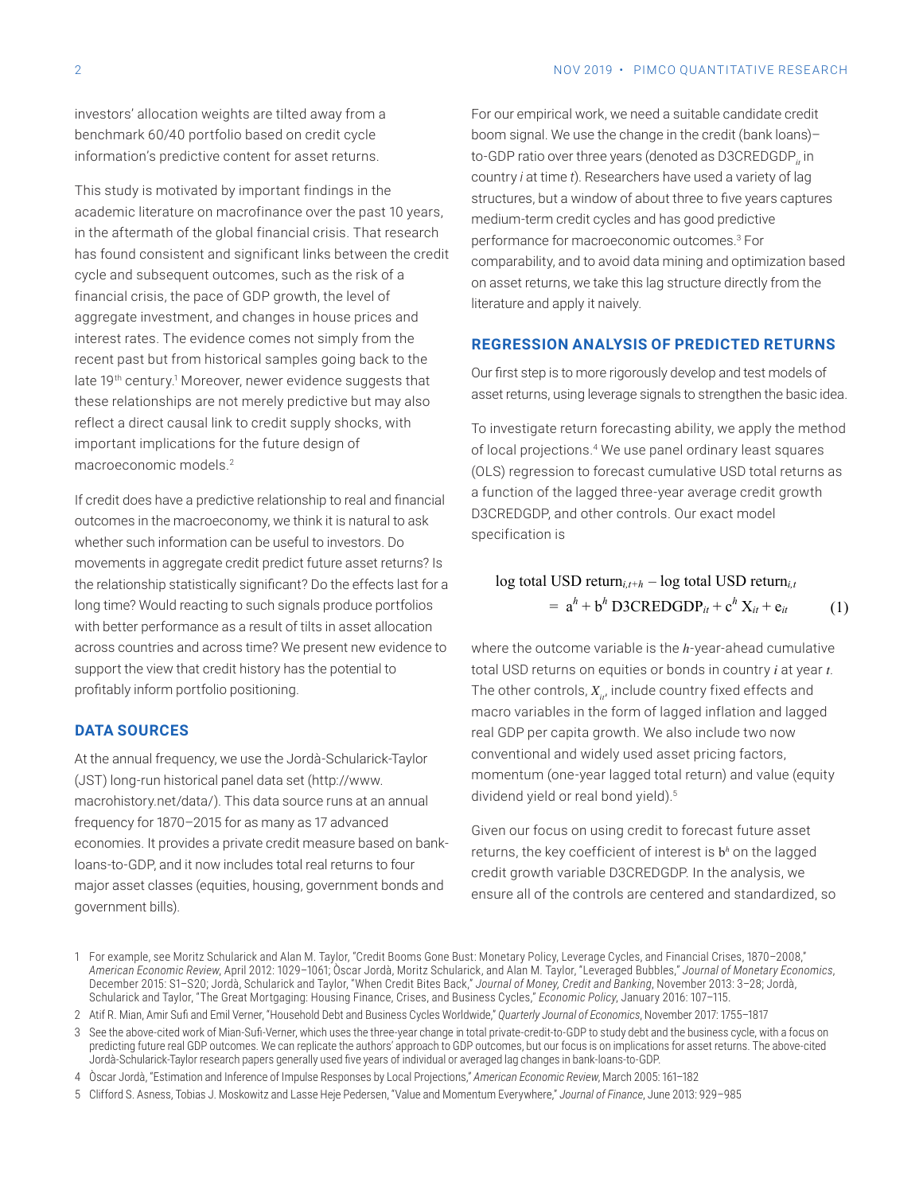investors' allocation weights are tilted away from a benchmark 60/40 portfolio based on credit cycle information's predictive content for asset returns.

This study is motivated by important findings in the academic literature on macrofinance over the past 10 years, in the aftermath of the global financial crisis. That research has found consistent and significant links between the credit cycle and subsequent outcomes, such as the risk of a financial crisis, the pace of GDP growth, the level of aggregate investment, and changes in house prices and interest rates. The evidence comes not simply from the recent past but from historical samples going back to the late 19th century.[1] Moreover, newer evidence suggests that these relationships are not merely predictive but may also reflect a direct causal link to credit supply shocks, with important implications for the future design of macroeconomic models.[2]

If credit does have a predictive relationship to real and financial outcomes in the macroeconomy, we think it is natural to ask whether such information can be useful to investors. Do movements in aggregate credit predict future asset returns? Is the relationship statistically significant? Do the effects last for a long time? Would reacting to such signals produce portfolios with better performance as a result of tilts in asset allocation across countries and across time? We present new evidence to support the view that credit history has the potential to profitably inform portfolio positioning.

## DATA SOURCES

At the annual frequency, we use the Jordà-Schularick-Taylor (JST) long-run historical panel data set (http://www.macrohistory.net/data/). This data source runs at an annual frequency for 1870–2015 for as many as 17 advanced economies. It provides a private credit measure based on bank-loans-to-GDP, and it now includes total real returns to four major asset classes (equities, housing, government bonds and government bills).

For our empirical work, we need a suitable candidate credit boom signal. We use the change in the credit (bank loans)–to-GDP ratio over three years (denoted as $D3CREDGDP_{it}$ in country *i* at time *t*). Researchers have used a variety of lag structures, but a window of about three to five years captures medium-term credit cycles and has good predictive performance for macroeconomic outcomes.[3] For comparability, and to avoid data mining and optimization based on asset returns, we take this lag structure directly from the literature and apply it naively.

## REGRESSION ANALYSIS OF PREDICTED RETURNS

Our first step is to more rigorously develop and test models of asset returns, using leverage signals to strengthen the basic idea.

To investigate return forecasting ability, we apply the method of local projections.[4] We use panel ordinary least squares (OLS) regression to forecast cumulative USD total returns as a function of the lagged three-year average credit growth D3CREDGDP, and other controls. Our exact model specification is

$$\text{log total USD return}_{i,t+h} - \text{log total USD return}_{i,t} = a^h + b^h \, \text{D3CREDGDP}_{it} + c^h X_{it} + e_{it} \qquad (1)$$

where the outcome variable is the $h$-year-ahead cumulative total USD returns on equities or bonds in country $i$ at year $t$. The other controls, $X_{it}$, include country fixed effects and macro variables in the form of lagged inflation and lagged real GDP per capita growth. We also include two now conventional and widely used asset pricing factors, momentum (one-year lagged total return) and value (equity dividend yield or real bond yield).[5]

Given our focus on using credit to forecast future asset returns, the key coefficient of interest is $b^h$ on the lagged credit growth variable D3CREDGDP. In the analysis, we ensure all of the controls are centered and standardized, so

---

1 For example, see Moritz Schularick and Alan M. Taylor, "Credit Booms Gone Bust: Monetary Policy, Leverage Cycles, and Financial Crises, 1870–2008," *American Economic Review*, April 2012: 1029–1061; Òscar Jordà, Moritz Schularick, and Alan M. Taylor, "Leveraged Bubbles," *Journal of Monetary Economics*, December 2015: S1–S20; Jordà, Schularick and Taylor, "When Credit Bites Back," *Journal of Money, Credit and Banking*, November 2013: 3–28; Jordà, Schularick and Taylor, "The Great Mortgaging: Housing Finance, Crises, and Business Cycles," *Economic Policy*, January 2016: 107–115.

2 Atif R. Mian, Amir Sufi and Emil Verner, "Household Debt and Business Cycles Worldwide," *Quarterly Journal of Economics*, November 2017: 1755–1817

3 See the above-cited work of Mian-Sufi-Verner, which uses the three-year change in total private-credit-to-GDP to study debt and the business cycle, with a focus on predicting future real GDP outcomes. We can replicate the authors' approach to GDP outcomes, but our focus is on implications for asset returns. The above-cited Jordà-Schularick-Taylor research papers generally used five years of individual or averaged lag changes in bank-loans-to-GDP.

4 Òscar Jordà, "Estimation and Inference of Impulse Responses by Local Projections," *American Economic Review*, March 2005: 161–182

5 Clifford S. Asness, Tobias J. Moskowitz and Lasse Heje Pedersen, "Value and Momentum Everywhere," *Journal of Finance*, June 2013: 929–985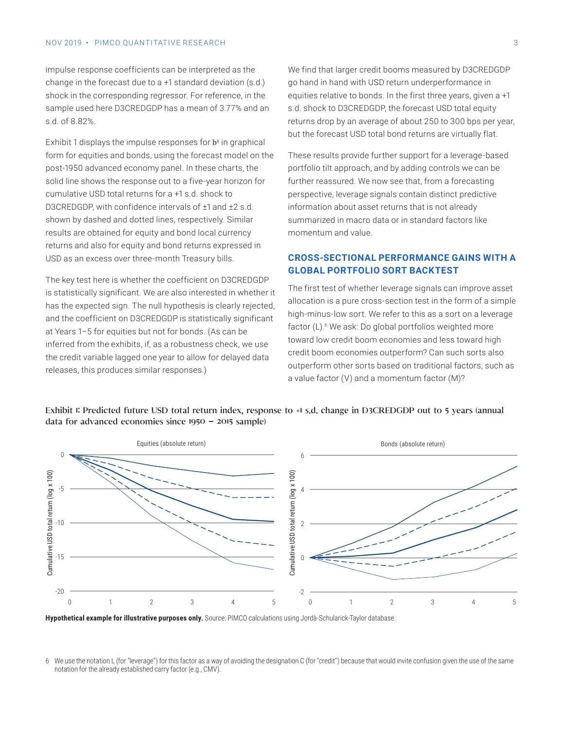impulse response coefficients can be interpreted as the change in the forecast due to a +1 standard deviation (s.d.) shock in the corresponding regressor. For reference, in the sample used here D3CREDGDP has a mean of 3.77% and an s.d. of 8.82%.

Exhibit 1 displays the impulse responses for $b^{h}$ in graphical form for equities and bonds, using the forecast model on the post-1950 advanced economy panel. In these charts, the solid line shows the response out to a five-year horizon for cumulative USD total returns for a +1 s.d. shock to D3CREDGDP, with confidence intervals of ±1 and ±2 s.d. shown by dashed and dotted lines, respectively. Similar results are obtained for equity and bond local currency returns and also for equity and bond returns expressed in USD as an excess over three-month Treasury bills.

The key test here is whether the coefficient on D3CREDGDP is statistically significant. We are also interested in whether it has the expected sign. The null hypothesis is clearly rejected, and the coefficient on D3CREDGDP is statistically significant at Years 1–5 for equities but not for bonds. (As can be inferred from the exhibits, if, as a robustness check, we use the credit variable lagged one year to allow for delayed data releases, this produces similar responses.)

We find that larger credit booms measured by D3CREDGDP go hand in hand with USD return underperformance in equities relative to bonds. In the first three years, given a +1 s.d. shock to D3CREDGDP, the forecast USD total equity returns drop by an average of about 250 to 300 bps per year, but the forecast USD total bond returns are virtually flat.

These results provide further support for a leverage-based portfolio tilt approach, and by adding controls we can be further reassured. We now see that, from a forecasting perspective, leverage signals contain distinct predictive information about asset returns that is not already summarized in macro data or in standard factors like momentum and value.

## CROSS-SECTIONAL PERFORMANCE GAINS WITH A GLOBAL PORTFOLIO SORT BACKTEST

The first test of whether leverage signals can improve asset allocation is a pure cross-section test in the form of a simple high-minus-low sort. We refer to this as a sort on a leverage factor (L).[6] We ask: Do global portfolios weighted more toward low credit boom economies and less toward high credit boom economies outperform? Can such sorts also outperform other sorts based on traditional factors, such as a value factor (V) and a momentum factor (M)?

**Exhibit 1: Predicted future USD total return index, response to +1 s.d. change in D3CREDGDP out to 5 years (annual data for advanced economies since 1950 – 2015 sample)**

**Hypothetical example for illustrative purposes only.** Source: PIMCO calculations using Jordà-Schularick-Taylor database.

6 We use the notation L (for "leverage") for this factor as a way of avoiding the designation C (for "credit") because that would invite confusion given the use of the same notation for the already established carry factor (e.g., CMV).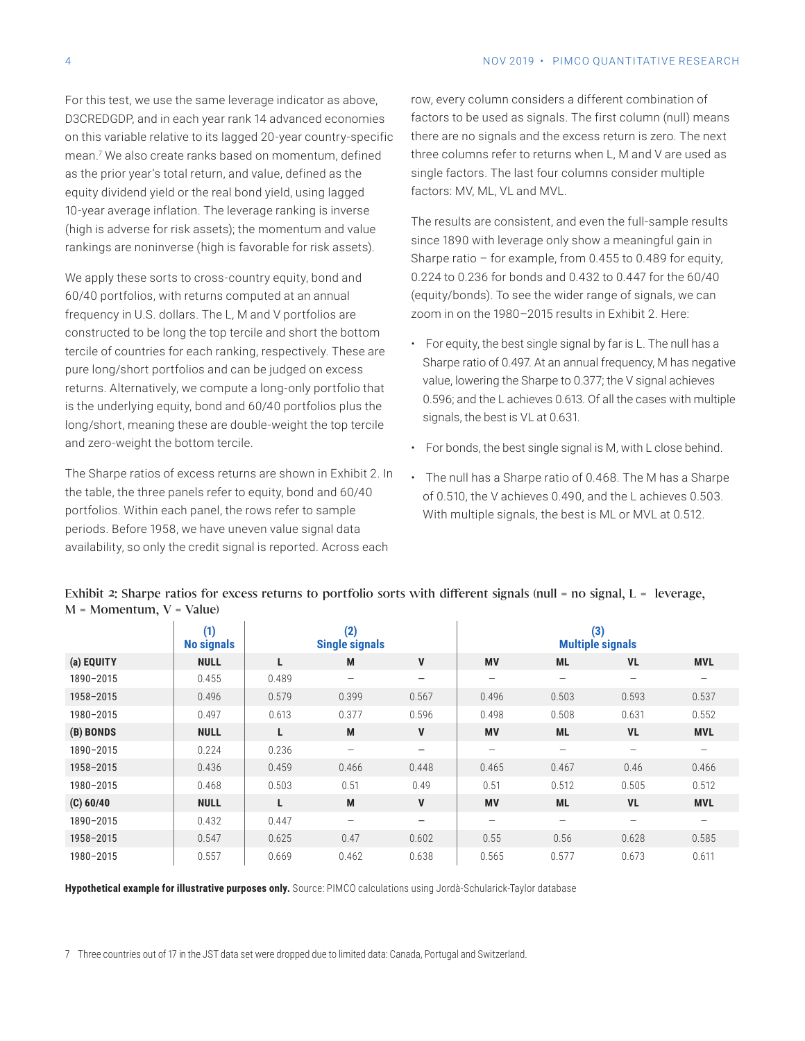For this test, we use the same leverage indicator as above, D3CREDGDP, and in each year rank 14 advanced economies on this variable relative to its lagged 20-year country-specific mean.[7] We also create ranks based on momentum, defined as the prior year's total return, and value, defined as the equity dividend yield or the real bond yield, using lagged 10-year average inflation. The leverage ranking is inverse (high is adverse for risk assets); the momentum and value rankings are noninverse (high is favorable for risk assets).

We apply these sorts to cross-country equity, bond and 60/40 portfolios, with returns computed at an annual frequency in U.S. dollars. The L, M and V portfolios are constructed to be long the top tercile and short the bottom tercile of countries for each ranking, respectively. These are pure long/short portfolios and can be judged on excess returns. Alternatively, we compute a long-only portfolio that is the underlying equity, bond and 60/40 portfolios plus the long/short, meaning these are double-weight the top tercile and zero-weight the bottom tercile.

The Sharpe ratios of excess returns are shown in Exhibit 2. In the table, the three panels refer to equity, bond and 60/40 portfolios. Within each panel, the rows refer to sample periods. Before 1958, we have uneven value signal data availability, so only the credit signal is reported. Across each row, every column considers a different combination of factors to be used as signals. The first column (null) means there are no signals and the excess return is zero. The next three columns refer to returns when L, M and V are used as single factors. The last four columns consider multiple factors: MV, ML, VL and MVL.

The results are consistent, and even the full-sample results since 1890 with leverage only show a meaningful gain in Sharpe ratio – for example, from 0.455 to 0.489 for equity, 0.224 to 0.236 for bonds and 0.432 to 0.447 for the 60/40 (equity/bonds). To see the wider range of signals, we can zoom in on the 1980–2015 results in Exhibit 2. Here:

- For equity, the best single signal by far is L. The null has a Sharpe ratio of 0.497. At an annual frequency, M has negative value, lowering the Sharpe to 0.377; the V signal achieves 0.596; and the L achieves 0.613. Of all the cases with multiple signals, the best is VL at 0.631.
- For bonds, the best single signal is M, with L close behind.
- The null has a Sharpe ratio of 0.468. The M has a Sharpe of 0.510, the V achieves 0.490, and the L achieves 0.503. With multiple signals, the best is ML or MVL at 0.512.

Exhibit 2: Sharpe ratios for excess returns to portfolio sorts with different signals (null = no signal, L = leverage, M = Momentum, V = Value)

| | (1) No signals | (2) Single signals | | | (3) Multiple signals | | | |
|---|---|---|---|---|---|---|---|---|
| **(a) EQUITY** | **NULL** | **L** | **M** | **V** | **MV** | **ML** | **VL** | **MVL** |
| 1890–2015 | 0.455 | 0.489 | – | – | – | – | – | – |
| 1958–2015 | 0.496 | 0.579 | 0.399 | 0.567 | 0.496 | 0.503 | 0.593 | 0.537 |
| 1980–2015 | 0.497 | 0.613 | 0.377 | 0.596 | 0.498 | 0.508 | 0.631 | 0.552 |
| **(B) BONDS** | **NULL** | **L** | **M** | **V** | **MV** | **ML** | **VL** | **MVL** |
| 1890–2015 | 0.224 | 0.236 | – | – | – | – | – | – |
| 1958–2015 | 0.436 | 0.459 | 0.466 | 0.448 | 0.465 | 0.467 | 0.46 | 0.466 |
| 1980–2015 | 0.468 | 0.503 | 0.51 | 0.49 | 0.51 | 0.512 | 0.505 | 0.512 |
| **(C) 60/40** | **NULL** | **L** | **M** | **V** | **MV** | **ML** | **VL** | **MVL** |
| 1890–2015 | 0.432 | 0.447 | – | – | – | – | – | – |
| 1958–2015 | 0.547 | 0.625 | 0.47 | 0.602 | 0.55 | 0.56 | 0.628 | 0.585 |
| 1980–2015 | 0.557 | 0.669 | 0.462 | 0.638 | 0.565 | 0.577 | 0.673 | 0.611 |

**Hypothetical example for illustrative purposes only.** Source: PIMCO calculations using Jordà-Schularick-Taylor database

7 Three countries out of 17 in the JST data set were dropped due to limited data: Canada, Portugal and Switzerland.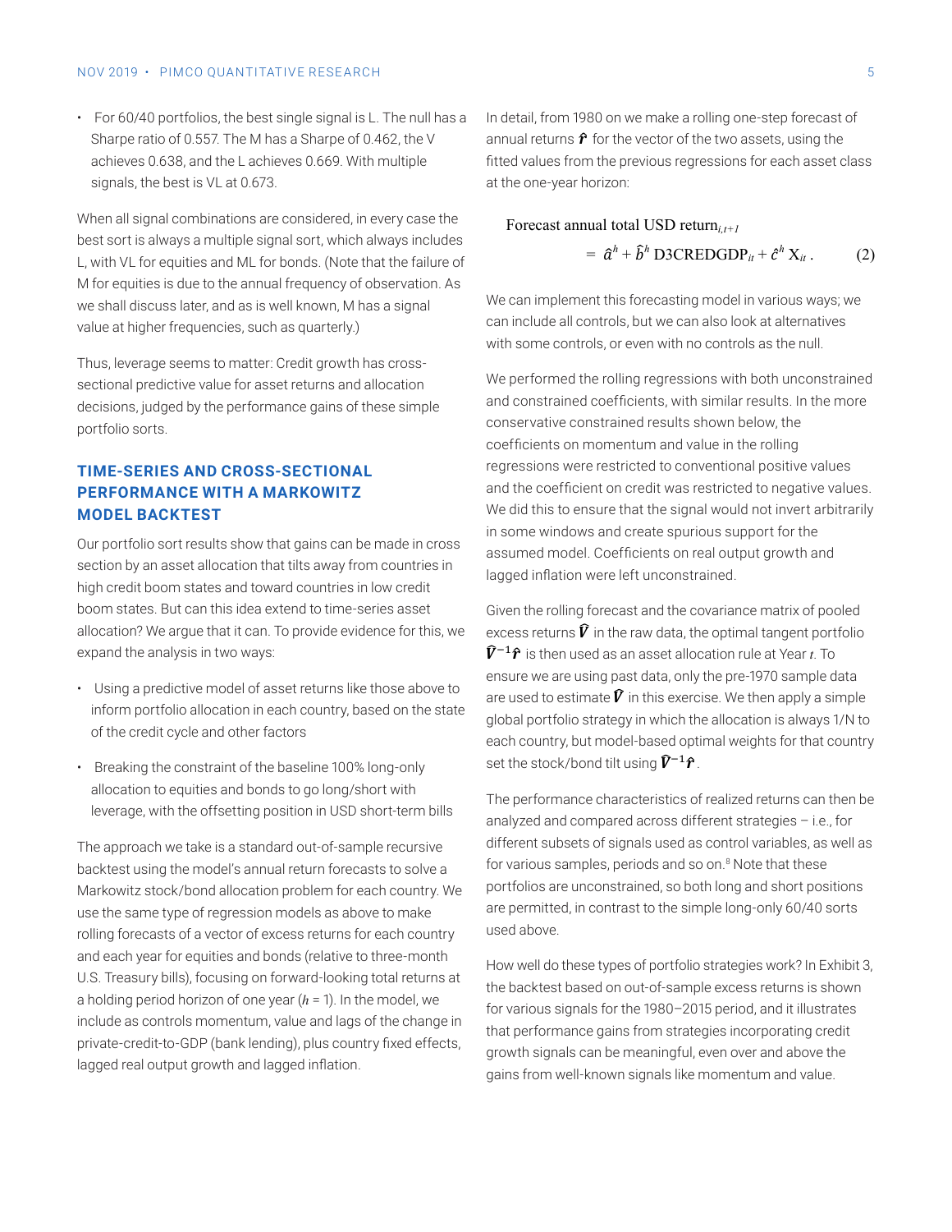- For 60/40 portfolios, the best single signal is L. The null has a Sharpe ratio of 0.557. The M has a Sharpe of 0.462, the V achieves 0.638, and the L achieves 0.669. With multiple signals, the best is VL at 0.673.

When all signal combinations are considered, in every case the best sort is always a multiple signal sort, which always includes L, with VL for equities and ML for bonds. (Note that the failure of M for equities is due to the annual frequency of observation. As we shall discuss later, and as is well known, M has a signal value at higher frequencies, such as quarterly.)

Thus, leverage seems to matter: Credit growth has cross-sectional predictive value for asset returns and allocation decisions, judged by the performance gains of these simple portfolio sorts.

## TIME-SERIES AND CROSS-SECTIONAL PERFORMANCE WITH A MARKOWITZ MODEL BACKTEST

Our portfolio sort results show that gains can be made in cross section by an asset allocation that tilts away from countries in high credit boom states and toward countries in low credit boom states. But can this idea extend to time-series asset allocation? We argue that it can. To provide evidence for this, we expand the analysis in two ways:

- Using a predictive model of asset returns like those above to inform portfolio allocation in each country, based on the state of the credit cycle and other factors
- Breaking the constraint of the baseline 100% long-only allocation to equities and bonds to go long/short with leverage, with the offsetting position in USD short-term bills

The approach we take is a standard out-of-sample recursive backtest using the model's annual return forecasts to solve a Markowitz stock/bond allocation problem for each country. We use the same type of regression models as above to make rolling forecasts of a vector of excess returns for each country and each year for equities and bonds (relative to three-month U.S. Treasury bills), focusing on forward-looking total returns at a holding period horizon of one year ($h = 1$). In the model, we include as controls momentum, value and lags of the change in private-credit-to-GDP (bank lending), plus country fixed effects, lagged real output growth and lagged inflation.

In detail, from 1980 on we make a rolling one-step forecast of annual returns $\hat{\boldsymbol{r}}$ for the vector of the two assets, using the fitted values from the previous regressions for each asset class at the one-year horizon:

$$\text{Forecast annual total USD return}_{i,t+1} = \hat{a}^h + \hat{b}^h \, \text{D3CREDGDP}_{it} + \hat{c}^h \, \text{X}_{it} \, . \qquad (2)$$

We can implement this forecasting model in various ways; we can include all controls, but we can also look at alternatives with some controls, or even with no controls as the null.

We performed the rolling regressions with both unconstrained and constrained coefficients, with similar results. In the more conservative constrained results shown below, the coefficients on momentum and value in the rolling regressions were restricted to conventional positive values and the coefficient on credit was restricted to negative values. We did this to ensure that the signal would not invert arbitrarily in some windows and create spurious support for the assumed model. Coefficients on real output growth and lagged inflation were left unconstrained.

Given the rolling forecast and the covariance matrix of pooled excess returns $\hat{\boldsymbol{V}}$ in the raw data, the optimal tangent portfolio $\hat{\boldsymbol{V}}^{-1}\hat{\boldsymbol{r}}$ is then used as an asset allocation rule at Year $t$. To ensure we are using past data, only the pre-1970 sample data are used to estimate $\hat{\boldsymbol{V}}$ in this exercise. We then apply a simple global portfolio strategy in which the allocation is always 1/N to each country, but model-based optimal weights for that country set the stock/bond tilt using $\hat{\boldsymbol{V}}^{-1}\hat{\boldsymbol{r}}$.

The performance characteristics of realized returns can then be analyzed and compared across different strategies – i.e., for different subsets of signals used as control variables, as well as for various samples, periods and so on.[8] Note that these portfolios are unconstrained, so both long and short positions are permitted, in contrast to the simple long-only 60/40 sorts used above.

How well do these types of portfolio strategies work? In Exhibit 3, the backtest based on out-of-sample excess returns is shown for various signals for the 1980–2015 period, and it illustrates that performance gains from strategies incorporating credit growth signals can be meaningful, even over and above the gains from well-known signals like momentum and value.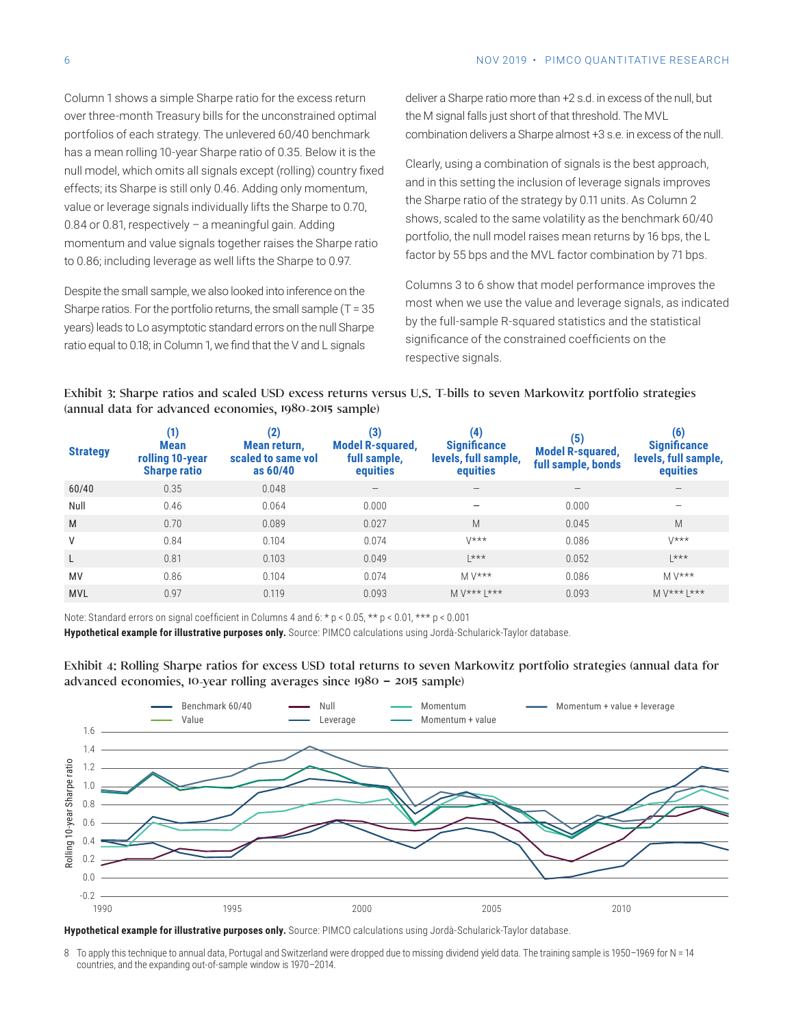Column 1 shows a simple Sharpe ratio for the excess return over three-month Treasury bills for the unconstrained optimal portfolios of each strategy. The unlevered 60/40 benchmark has a mean rolling 10-year Sharpe ratio of 0.35. Below it is the null model, which omits all signals except (rolling) country fixed effects; its Sharpe is still only 0.46. Adding only momentum, value or leverage signals individually lifts the Sharpe to 0.70, 0.84 or 0.81, respectively – a meaningful gain. Adding momentum and value signals together raises the Sharpe ratio to 0.86; including leverage as well lifts the Sharpe to 0.97.

Despite the small sample, we also looked into inference on the Sharpe ratios. For the portfolio returns, the small sample (T = 35 years) leads to Lo asymptotic standard errors on the null Sharpe ratio equal to 0.18; in Column 1, we find that the V and L signals deliver a Sharpe ratio more than +2 s.d. in excess of the null, but the M signal falls just short of that threshold. The MVL combination delivers a Sharpe almost +3 s.e. in excess of the null.

Clearly, using a combination of signals is the best approach, and in this setting the inclusion of leverage signals improves the Sharpe ratio of the strategy by 0.11 units. As Column 2 shows, scaled to the same volatility as the benchmark 60/40 portfolio, the null model raises mean returns by 16 bps, the L factor by 55 bps and the MVL factor combination by 71 bps.

Columns 3 to 6 show that model performance improves the most when we use the value and leverage signals, as indicated by the full-sample R-squared statistics and the statistical significance of the constrained coefficients on the respective signals.

Exhibit 3: Sharpe ratios and scaled USD excess returns versus U.S. T-bills to seven Markowitz portfolio strategies (annual data for advanced economies, 1980-2015 sample)

| Strategy | (1) Mean rolling 10-year Sharpe ratio | (2) Mean return, scaled to same vol as 60/40 | (3) Model R-squared, full sample, equities | (4) Significance levels, full sample, equities | (5) Model R-squared, full sample, bonds | (6) Significance levels, full sample, equities |
|---|---|---|---|---|---|---|
| 60/40 | 0.35 | 0.048 | – | – | – | – |
| Null | 0.46 | 0.064 | 0.000 | – | 0.000 | – |
| M | 0.70 | 0.089 | 0.027 | M | 0.045 | M |
| V | 0.84 | 0.104 | 0.074 | V*** | 0.086 | V*** |
| L | 0.81 | 0.103 | 0.049 | L*** | 0.052 | L*** |
| MV | 0.86 | 0.104 | 0.074 | M V*** | 0.086 | M V*** |
| MVL | 0.97 | 0.119 | 0.093 | M V*** L*** | 0.093 | M V*** L*** |

Note: Standard errors on signal coefficient in Columns 4 and 6: * $p < 0.05$, ** $p < 0.01$, *** $p < 0.001$

**Hypothetical example for illustrative purposes only.** Source: PIMCO calculations using Jordà-Schularick-Taylor database.

Exhibit 4: Rolling Sharpe ratios for excess USD total returns to seven Markowitz portfolio strategies (annual data for advanced economies, 10-year rolling averages since 1980 – 2015 sample)

**Hypothetical example for illustrative purposes only.** Source: PIMCO calculations using Jordà-Schularick-Taylor database.

8 To apply this technique to annual data, Portugal and Switzerland were dropped due to missing dividend yield data. The training sample is 1950–1969 for N = 14 countries, and the expanding out-of-sample window is 1970–2014.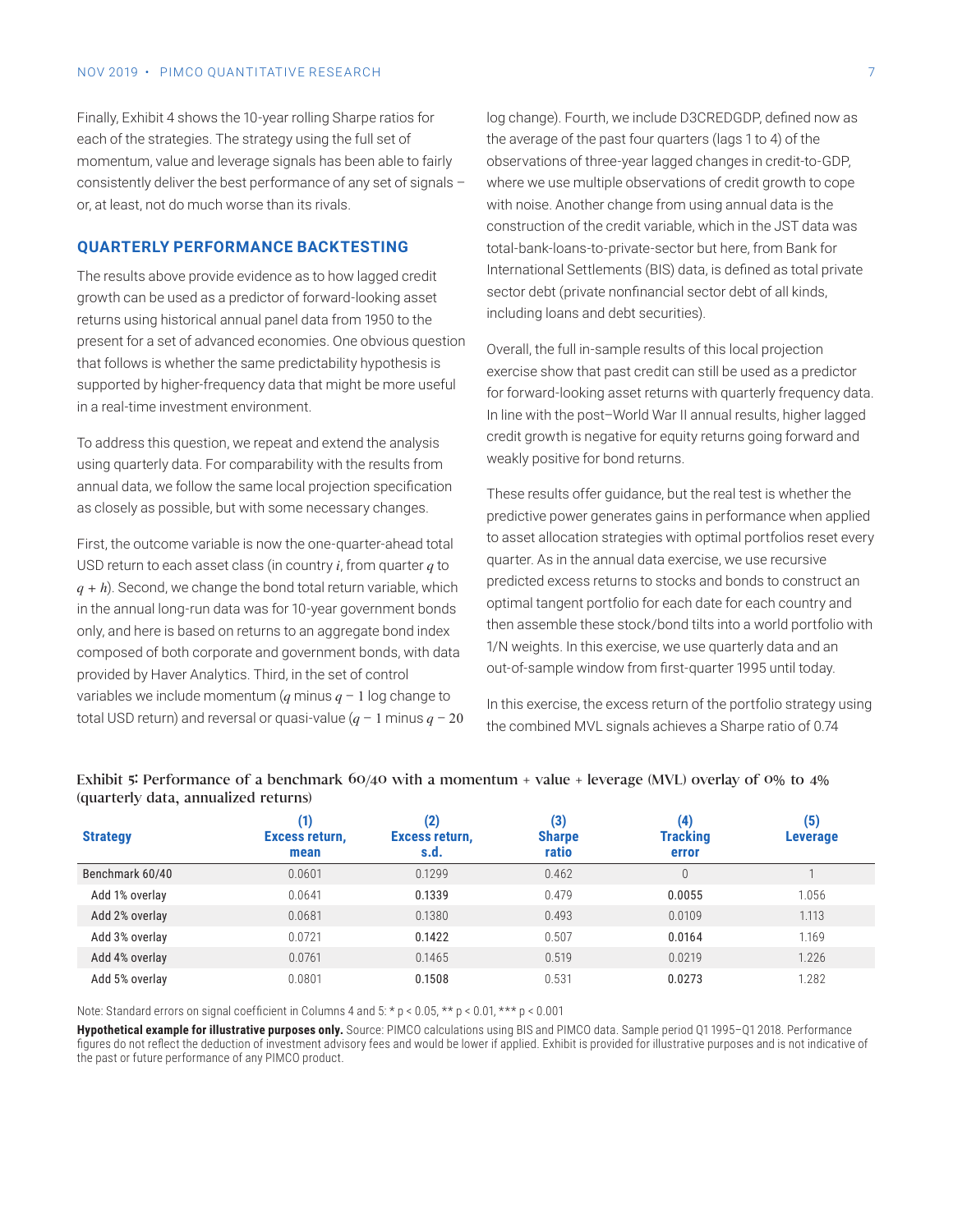Finally, Exhibit 4 shows the 10-year rolling Sharpe ratios for each of the strategies. The strategy using the full set of momentum, value and leverage signals has been able to fairly consistently deliver the best performance of any set of signals – or, at least, not do much worse than its rivals.

## QUARTERLY PERFORMANCE BACKTESTING

The results above provide evidence as to how lagged credit growth can be used as a predictor of forward-looking asset returns using historical annual panel data from 1950 to the present for a set of advanced economies. One obvious question that follows is whether the same predictability hypothesis is supported by higher-frequency data that might be more useful in a real-time investment environment.

To address this question, we repeat and extend the analysis using quarterly data. For comparability with the results from annual data, we follow the same local projection specification as closely as possible, but with some necessary changes.

First, the outcome variable is now the one-quarter-ahead total USD return to each asset class (in country $i$, from quarter $q$ to $q + h$). Second, we change the bond total return variable, which in the annual long-run data was for 10-year government bonds only, and here is based on returns to an aggregate bond index composed of both corporate and government bonds, with data provided by Haver Analytics. Third, in the set of control variables we include momentum ($q$ minus $q - 1$ log change to total USD return) and reversal or quasi-value ($q - 1$ minus $q - 20$ log change). Fourth, we include D3CREDGDP, defined now as the average of the past four quarters (lags 1 to 4) of the observations of three-year lagged changes in credit-to-GDP, where we use multiple observations of credit growth to cope with noise. Another change from using annual data is the construction of the credit variable, which in the JST data was total-bank-loans-to-private-sector but here, from Bank for International Settlements (BIS) data, is defined as total private sector debt (private nonfinancial sector debt of all kinds, including loans and debt securities).

Overall, the full in-sample results of this local projection exercise show that past credit can still be used as a predictor for forward-looking asset returns with quarterly frequency data. In line with the post–World War II annual results, higher lagged credit growth is negative for equity returns going forward and weakly positive for bond returns.

These results offer guidance, but the real test is whether the predictive power generates gains in performance when applied to asset allocation strategies with optimal portfolios reset every quarter. As in the annual data exercise, we use recursive predicted excess returns to stocks and bonds to construct an optimal tangent portfolio for each date for each country and then assemble these stock/bond tilts into a world portfolio with 1/N weights. In this exercise, we use quarterly data and an out-of-sample window from first-quarter 1995 until today.

In this exercise, the excess return of the portfolio strategy using the combined MVL signals achieves a Sharpe ratio of 0.74

**Exhibit 5: Performance of a benchmark 60/40 with a momentum + value + leverage (MVL) overlay of 0% to 4% (quarterly data, annualized returns)**

| Strategy | (1) Excess return, mean | (2) Excess return, s.d. | (3) Sharpe ratio | (4) Tracking error | (5) Leverage |
|---|---|---|---|---|---|
| Benchmark 60/40 | 0.0601 | 0.1299 | 0.462 | 0 | 1 |
| Add 1% overlay | 0.0641 | 0.1339 | 0.479 | 0.0055 | 1.056 |
| Add 2% overlay | 0.0681 | 0.1380 | 0.493 | 0.0109 | 1.113 |
| Add 3% overlay | 0.0721 | 0.1422 | 0.507 | 0.0164 | 1.169 |
| Add 4% overlay | 0.0761 | 0.1465 | 0.519 | 0.0219 | 1.226 |
| Add 5% overlay | 0.0801 | 0.1508 | 0.531 | 0.0273 | 1.282 |

Note: Standard errors on signal coefficient in Columns 4 and 5: * $p < 0.05$, ** $p < 0.01$, *** $p < 0.001$

**Hypothetical example for illustrative purposes only.** Source: PIMCO calculations using BIS and PIMCO data. Sample period Q1 1995–Q1 2018. Performance figures do not reflect the deduction of investment advisory fees and would be lower if applied. Exhibit is provided for illustrative purposes and is not indicative of the past or future performance of any PIMCO product.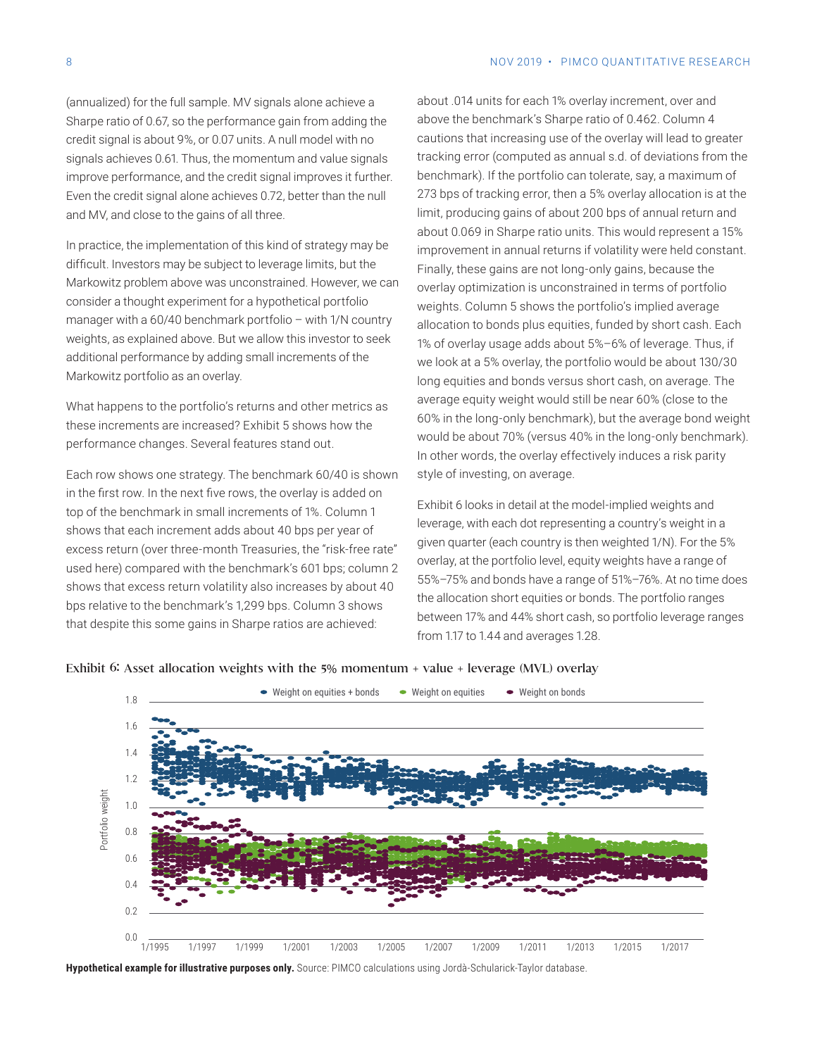(annualized) for the full sample. MV signals alone achieve a Sharpe ratio of 0.67, so the performance gain from adding the credit signal is about 9%, or 0.07 units. A null model with no signals achieves 0.61. Thus, the momentum and value signals improve performance, and the credit signal improves it further. Even the credit signal alone achieves 0.72, better than the null and MV, and close to the gains of all three.

In practice, the implementation of this kind of strategy may be difficult. Investors may be subject to leverage limits, but the Markowitz problem above was unconstrained. However, we can consider a thought experiment for a hypothetical portfolio manager with a 60/40 benchmark portfolio – with 1/N country weights, as explained above. But we allow this investor to seek additional performance by adding small increments of the Markowitz portfolio as an overlay.

What happens to the portfolio's returns and other metrics as these increments are increased? Exhibit 5 shows how the performance changes. Several features stand out.

Each row shows one strategy. The benchmark 60/40 is shown in the first row. In the next five rows, the overlay is added on top of the benchmark in small increments of 1%. Column 1 shows that each increment adds about 40 bps per year of excess return (over three-month Treasuries, the "risk-free rate" used here) compared with the benchmark's 601 bps; column 2 shows that excess return volatility also increases by about 40 bps relative to the benchmark's 1,299 bps. Column 3 shows that despite this some gains in Sharpe ratios are achieved: about .014 units for each 1% overlay increment, over and above the benchmark's Sharpe ratio of 0.462. Column 4 cautions that increasing use of the overlay will lead to greater tracking error (computed as annual s.d. of deviations from the benchmark). If the portfolio can tolerate, say, a maximum of 273 bps of tracking error, then a 5% overlay allocation is at the limit, producing gains of about 200 bps of annual return and about 0.069 in Sharpe ratio units. This would represent a 15% improvement in annual returns if volatility were held constant. Finally, these gains are not long-only gains, because the overlay optimization is unconstrained in terms of portfolio weights. Column 5 shows the portfolio's implied average allocation to bonds plus equities, funded by short cash. Each 1% of overlay usage adds about 5%–6% of leverage. Thus, if we look at a 5% overlay, the portfolio would be about 130/30 long equities and bonds versus short cash, on average. The average equity weight would still be near 60% (close to the 60% in the long-only benchmark), but the average bond weight would be about 70% (versus 40% in the long-only benchmark). In other words, the overlay effectively induces a risk parity style of investing, on average.

Exhibit 6 looks in detail at the model-implied weights and leverage, with each dot representing a country's weight in a given quarter (each country is then weighted 1/N). For the 5% overlay, at the portfolio level, equity weights have a range of 55%–75% and bonds have a range of 51%–76%. At no time does the allocation short equities or bonds. The portfolio ranges between 17% and 44% short cash, so portfolio leverage ranges from 1.17 to 1.44 and averages 1.28.

**Exhibit 6: Asset allocation weights with the 5% momentum + value + leverage (MVL) overlay**

**Hypothetical example for illustrative purposes only.** Source: PIMCO calculations using Jordà-Schularick-Taylor database.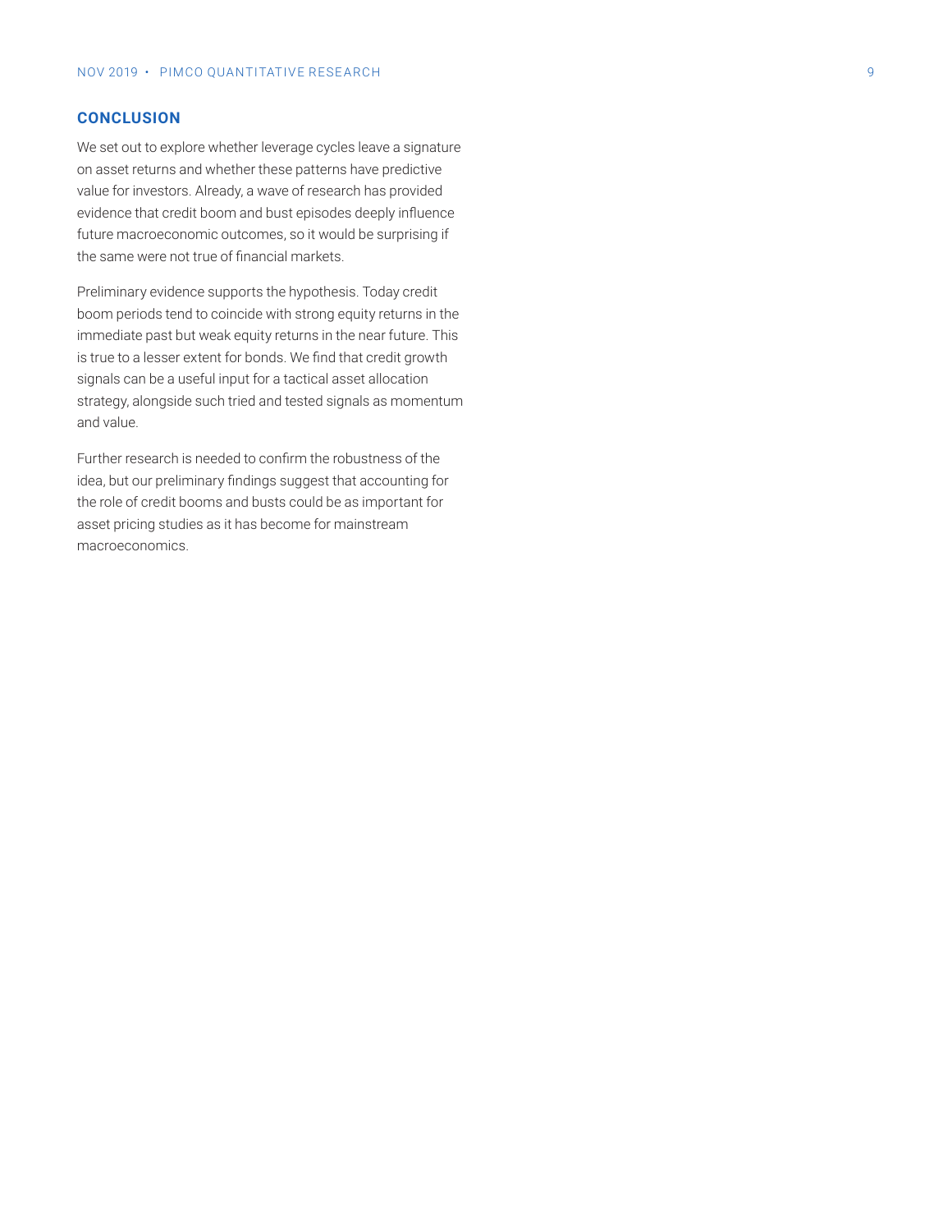## CONCLUSION

We set out to explore whether leverage cycles leave a signature on asset returns and whether these patterns have predictive value for investors. Already, a wave of research has provided evidence that credit boom and bust episodes deeply influence future macroeconomic outcomes, so it would be surprising if the same were not true of financial markets.

Preliminary evidence supports the hypothesis. Today credit boom periods tend to coincide with strong equity returns in the immediate past but weak equity returns in the near future. This is true to a lesser extent for bonds. We find that credit growth signals can be a useful input for a tactical asset allocation strategy, alongside such tried and tested signals as momentum and value.

Further research is needed to confirm the robustness of the idea, but our preliminary findings suggest that accounting for the role of credit booms and busts could be as important for asset pricing studies as it has become for mainstream macroeconomics.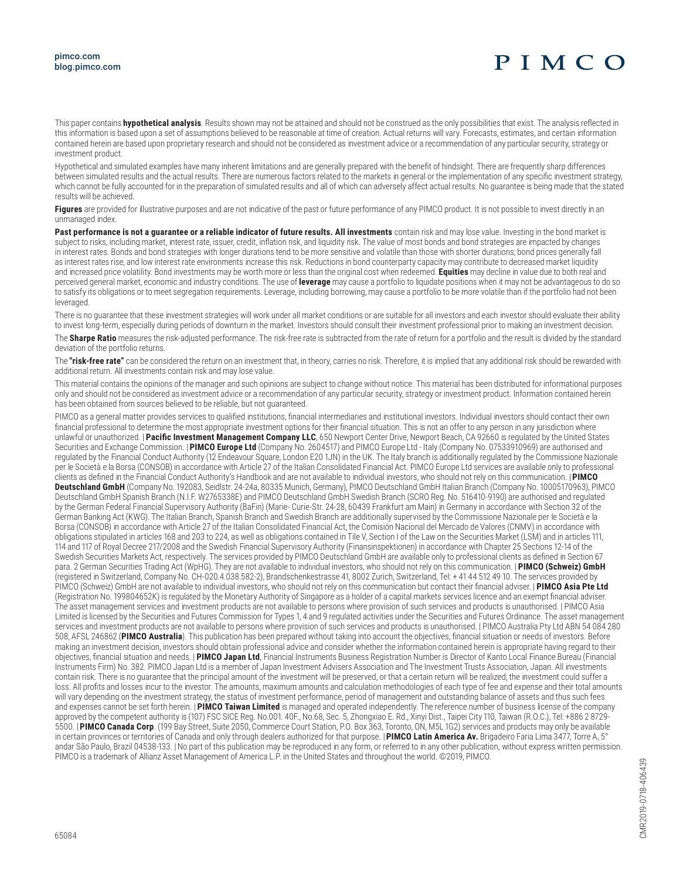pimco.com
blog.pimco.com

PIMCO

This paper contains **hypothetical analysis**. Results shown may not be attained and should not be construed as the only possibilities that exist. The analysis reflected in this information is based upon a set of assumptions believed to be reasonable at time of creation. Actual returns will vary. Forecasts, estimates, and certain information contained herein are based upon proprietary research and should not be considered as investment advice or a recommendation of any particular security, strategy or investment product.

Hypothetical and simulated examples have many inherent limitations and are generally prepared with the benefit of hindsight. There are frequently sharp differences between simulated results and the actual results. There are numerous factors related to the markets in general or the implementation of any specific investment strategy, which cannot be fully accounted for in the preparation of simulated results and all of which can adversely affect actual results. No guarantee is being made that the stated results will be achieved.

**Figures** are provided for illustrative purposes and are not indicative of the past or future performance of any PIMCO product. It is not possible to invest directly in an unmanaged index.

**Past performance is not a guarantee or a reliable indicator of future results. All investments** contain risk and may lose value. Investing in the bond market is subject to risks, including market, interest rate, issuer, credit, inflation risk, and liquidity risk. The value of most bonds and bond strategies are impacted by changes in interest rates. Bonds and bond strategies with longer durations tend to be more sensitive and volatile than those with shorter durations; bond prices generally fall as interest rates rise, and low interest rate environments increase this risk. Reductions in bond counterparty capacity may contribute to decreased market liquidity and increased price volatility. Bond investments may be worth more or less than the original cost when redeemed. **Equities** may decline in value due to both real and perceived general market, economic and industry conditions. The use of **leverage** may cause a portfolio to liquidate positions when it may not be advantageous to do so to satisfy its obligations or to meet segregation requirements. Leverage, including borrowing, may cause a portfolio to be more volatile than if the portfolio had not been leveraged.

There is no guarantee that these investment strategies will work under all market conditions or are suitable for all investors and each investor should evaluate their ability to invest long-term, especially during periods of downturn in the market. Investors should consult their investment professional prior to making an investment decision.

The **Sharpe Ratio** measures the risk-adjusted performance. The risk-free rate is subtracted from the rate of return for a portfolio and the result is divided by the standard deviation of the portfolio returns.

The **"risk-free rate"** can be considered the return on an investment that, in theory, carries no risk. Therefore, it is implied that any additional risk should be rewarded with additional return. All investments contain risk and may lose value.

This material contains the opinions of the manager and such opinions are subject to change without notice. This material has been distributed for informational purposes only and should not be considered as investment advice or a recommendation of any particular security, strategy or investment product. Information contained herein has been obtained from sources believed to be reliable, but not guaranteed.

PIMCO as a general matter provides services to qualified institutions, financial intermediaries and institutional investors. Individual investors should contact their own financial professional to determine the most appropriate investment options for their financial situation. This is not an offer to any person in any jurisdiction where unlawful or unauthorized. | **Pacific Investment Management Company LLC**, 650 Newport Center Drive, Newport Beach, CA 92660 is regulated by the United States Securities and Exchange Commission. | **PIMCO Europe Ltd** (Company No. 2604517) and PIMCO Europe Ltd - Italy (Company No. 07533910969) are authorised and regulated by the Financial Conduct Authority (12 Endeavour Square, London E20 1JN) in the UK. The Italy branch is additionally regulated by the Commissione Nazionale per le Società e la Borsa (CONSOB) in accordance with Article 27 of the Italian Consolidated Financial Act. PIMCO Europe Ltd services are available only to professional clients as defined in the Financial Conduct Authority's Handbook and are not available to individual investors, who should not rely on this communication. | **PIMCO Deutschland GmbH** (Company No. 192083, Seidlstr. 24-24a, 80335 Munich, Germany), PIMCO Deutschland GmbH Italian Branch (Company No. 10005170963), PIMCO Deutschland GmbH Spanish Branch (N.I.F. W2765338E) and PIMCO Deutschland GmbH Swedish Branch (SCRO Reg. No. 516410-9190) are authorised and regulated by the German Federal Financial Supervisory Authority (BaFin) (Marie- Curie-Str. 24-28, 60439 Frankfurt am Main) in Germany in accordance with Section 32 of the German Banking Act (KWG). The Italian Branch, Spanish Branch and Swedish Branch are additionally supervised by the Commissione Nazionale per le Società e la Borsa (CONSOB) in accordance with Article 27 of the Italian Consolidated Financial Act, the Comisión Nacional del Mercado de Valores (CNMV) in accordance with obligations stipulated in articles 168 and 203 to 224, as well as obligations contained in Tile V, Section I of the Law on the Securities Market (LSM) and in articles 111, 114 and 117 of Royal Decree 217/2008 and the Swedish Financial Supervisory Authority (Finansinspektionen) in accordance with Chapter 25 Sections 12-14 of the Swedish Securities Markets Act, respectively. The services provided by PIMCO Deutschland GmbH are available only to professional clients as defined in Section 67 para. 2 German Securities Trading Act (WpHG). They are not available to individual investors, who should not rely on this communication. | **PIMCO (Schweiz) GmbH** (registered in Switzerland, Company No. CH-020.4.038.582-2), Brandschenkestrasse 41, 8002 Zurich, Switzerland, Tel: + 41 44 512 49 10. The services provided by PIMCO (Schweiz) GmbH are not available to individual investors, who should not rely on this communication but contact their financial adviser. | **PIMCO Asia Pte Ltd** (Registration No. 199804652K) is regulated by the Monetary Authority of Singapore as a holder of a capital markets services licence and an exempt financial adviser. The asset management services and investment products are not available to persons where provision of such services and products is unauthorised. | PIMCO Asia Limited is licensed by the Securities and Futures Commission for Types 1, 4 and 9 regulated activities under the Securities and Futures Ordinance. The asset management services and investment products are not available to persons where provision of such services and products is unauthorised. | PIMCO Australia Pty Ltd ABN 54 084 280 508, AFSL 246862 (**PIMCO Australia**). This publication has been prepared without taking into account the objectives, financial situation or needs of investors. Before making an investment decision, investors should obtain professional advice and consider whether the information contained herein is appropriate having regard to their objectives, financial situation and needs. | **PIMCO Japan Ltd**, Financial Instruments Business Registration Number is Director of Kanto Local Finance Bureau (Financial Instruments Firm) No. 382. PIMCO Japan Ltd is a member of Japan Investment Advisers Association and The Investment Trusts Association, Japan. All investments contain risk. There is no guarantee that the principal amount of the investment will be preserved, or that a certain return will be realized; the investment could suffer a loss. All profits and losses incur to the investor. The amounts, maximum amounts and calculation methodologies of each type of fee and expense and their total amounts will vary depending on the investment strategy, the status of investment performance, period of management and outstanding balance of assets and thus such fees and expenses cannot be set forth herein. | **PIMCO Taiwan Limited** is managed and operated independently. The reference number of business license of the company approved by the competent authority is (107) FSC SICE Reg. No.001. 40F., No.68, Sec. 5, Zhongxiao E. Rd., Xinyi Dist., Taipei City 110, Taiwan (R.O.C.), Tel: +886 2 8729-5500. | **PIMCO Canada Corp**. (199 Bay Street, Suite 2050, Commerce Court Station, P.O. Box 363, Toronto, ON, M5L 1G2) services and products may only be available in certain provinces or territories of Canada and only through dealers authorized for that purpose. | **PIMCO Latin America Av.** Brigadeiro Faria Lima 3477, Torre A, 5° andar São Paulo, Brazil 04538-133. | No part of this publication may be reproduced in any form, or referred to in any other publication, without express written permission. PIMCO is a trademark of Allianz Asset Management of America L.P. in the United States and throughout the world. ©2019, PIMCO.

CMR2019-0718-406439

65084